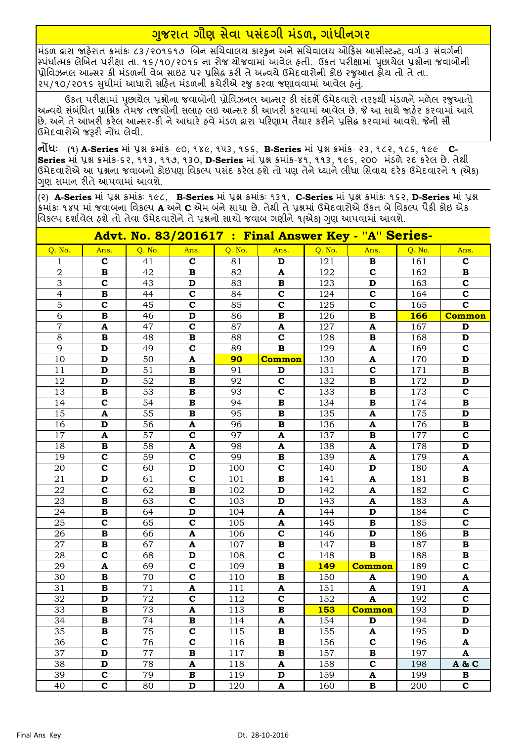# ગુજરાત ગૌણ સેવા પસંદગી મંડળ, ગાંધીનગર

મંડળ દ્વારા જાહેરાત ક્રમાંકઃ ૮૩/૨૦૧૬૧૭ બિન સચિવાલય કારકુન અને સચિવાલય ઓફિસ આસીસ્ટન્ટ, વર્ગ-૩ સંવર્ગની સ્પંર્ધાત્મક લેખિત પરીક્ષા તા. ૧૬/૧૦/૨૦૧૬ ના રોજ યોજવામાં આવેલ હતી. ઉકત પરીક્ષામાં પુછાયેલ પ્રશ્નોના જવાબોની પ્રોવિઝનલ આન્સર કી મંડળની વેબ સાઇટ પર પ્રસિદ્ધ કરી તે અન્વયે ઉમેદવારોની કોઇ રજુઆત હોય તો તે તા. ૨૫/૧૦/૨૦૧૬ સુધીમાં આધારો સહિત મંડળની કચેરીએ રજુ કરવા જણાવવામાં આવેલ હતું.

ઉકત પરીક્ષામાં પુછાયેલ પ્રશ્નોના જવાબોની પ્રોવિઝનલ આન્સર કી સંદર્ભે ઉમેદવારો તરફથી મંડળને મળેલ રજુઆતો અન્વયે સંબંધિત પ્રાશ્નિક તેમજ તજજ્ઞોની સલાહ લઇ આન્સર કી આખરી કરવામાં આવેલ છે. જે આ સાથે જાહેર કરવામાં આવે છે. અને તે આખરી કરેલ આન્સર-કી ને આધારે હવે મંડળ દ્વારા પરિણામ તૈયાર કરીને પ્રસિદ્ધ કરવામાં આવશે. જેની સૌ ઉમેદવારોએ જરૂરી નોંધ લેવી.

**નોંધઃ**- (૧) **A-Series** માં પ્રશ્ન ક્રમાંક- ૯૦, ૧૪૯, ૧૫૩, ૧૬૬, **B-Series** માં પ્રશ્ન ક્રમાંક- ૨૩, ૧૮૨, ૧૮૬, ૧૯૯ **C-Series** માં પ્રશ્ન ક્રમાંક-૬૨, ૧૧૩, ૧૧૭, ૧૩૦, **D-Series** માં પ્રશ્ન ક્રમાંક-૪૧, ૧૧૩, ૧૯૬, ૨૦૦ મંડળે રદ કરેલ છે. તેથી ઉમેદવારોએ આ પ્રશ્નના જવાબનો કોઇપણ વિકલ્પ પસંદ કરેલ હશે તો પણ તેને ધ્યાને લીધા સિવાય દરેક ઉમેદવારને ૧ (એક) ગુણ સમાન રીતે આપવામાં આવશે.

(૨) **A-Series** માં પ્રશ્ન ક્રમાંકઃ ૧૯૮, **B-Series** માં પ્રશ્ન ક્રમાંકઃ ૧૩૧, **C-Series** માં પ્રશ્ન ક્રમાંકઃ ૧૬૨, **D-Series** માં પ્રશ્ન ક્રમાંકઃ ૧૪૫ માં જવાબના વિકલ્પ **A** અને **C** એમ બંને સાચા છે. તેથી તે પ્રશ્નમાં ઉમેદવારોએ ઉકત બે વિકલ્પ પૈકી કોઇ એક વિકલ્પ દર્શાવેલ હશે તો તેવા ઉમેદવારોને તે પ્રશ્નનો સાચો જવાબ ગણીને ૧(એક) ગુણ આપવામાં આવશે.

## Advt. No. 83/201617 : Final Answer Key - "A" Series-

| Q. No. | Ans. | Q. No. | Ans. | Q. No. | Ans. | Q. No. | Ans. | Q. No. | Ans. |
|---|---|---|---|---|---|---|---|---|---|
| 1 | C | 41 | C | 81 | D | 121 | B | 161 | C |
| 2 | B | 42 | B | 82 | A | 122 | C | 162 | B |
| 3 | C | 43 | D | 83 | B | 123 | D | 163 | C |
| 4 | B | 44 | C | 84 | C | 124 | C | 164 | C |
| 5 | C | 45 | C | 85 | C | 125 | C | 165 | C |
| 6 | B | 46 | D | 86 | B | 126 | B | **166** | **Common** |
| 7 | A | 47 | C | 87 | A | 127 | A | 167 | D |
| 8 | B | 48 | B | 88 | C | 128 | B | 168 | D |
| 9 | D | 49 | C | 89 | B | 129 | A | 169 | C |
| 10 | D | 50 | A | **90** | **Common** | 130 | A | 170 | D |
| 11 | D | 51 | B | 91 | D | 131 | C | 171 | B |
| 12 | D | 52 | B | 92 | C | 132 | B | 172 | D |
| 13 | B | 53 | B | 93 | C | 133 | B | 173 | C |
| 14 | C | 54 | B | 94 | B | 134 | B | 174 | B |
| 15 | A | 55 | B | 95 | B | 135 | A | 175 | D |
| 16 | D | 56 | A | 96 | B | 136 | A | 176 | B |
| 17 | A | 57 | C | 97 | A | 137 | B | 177 | C |
| 18 | B | 58 | A | 98 | A | 138 | A | 178 | D |
| 19 | C | 59 | C | 99 | B | 139 | A | 179 | A |
| 20 | C | 60 | D | 100 | C | 140 | D | 180 | A |
| 21 | D | 61 | C | 101 | B | 141 | A | 181 | B |
| 22 | C | 62 | B | 102 | D | 142 | A | 182 | C |
| 23 | B | 63 | C | 103 | D | 143 | A | 183 | A |
| 24 | B | 64 | D | 104 | A | 144 | D | 184 | C |
| 25 | C | 65 | C | 105 | A | 145 | B | 185 | C |
| 26 | B | 66 | A | 106 | C | 146 | D | 186 | B |
| 27 | B | 67 | A | 107 | B | 147 | B | 187 | B |
| 28 | C | 68 | D | 108 | C | 148 | B | 188 | B |
| 29 | A | 69 | C | 109 | B | **149** | **Common** | 189 | C |
| 30 | B | 70 | C | 110 | B | 150 | A | 190 | A |
| 31 | B | 71 | A | 111 | A | 151 | A | 191 | A |
| 32 | D | 72 | C | 112 | C | 152 | A | 192 | C |
| 33 | B | 73 | A | 113 | B | **153** | **Common** | 193 | D |
| 34 | B | 74 | B | 114 | A | 154 | D | 194 | D |
| 35 | B | 75 | C | 115 | B | 155 | A | 195 | D |
| 36 | C | 76 | C | 116 | B | 156 | C | 196 | A |
| 37 | D | 77 | B | 117 | B | 157 | B | 197 | A |
| 38 | D | 78 | A | 118 | A | 158 | C | 198 | A & C |
| 39 | C | 79 | B | 119 | D | 159 | A | 199 | B |
| 40 | C | 80 | D | 120 | A | 160 | B | 200 | C |

Final Ans Key Dt. 28-10-2016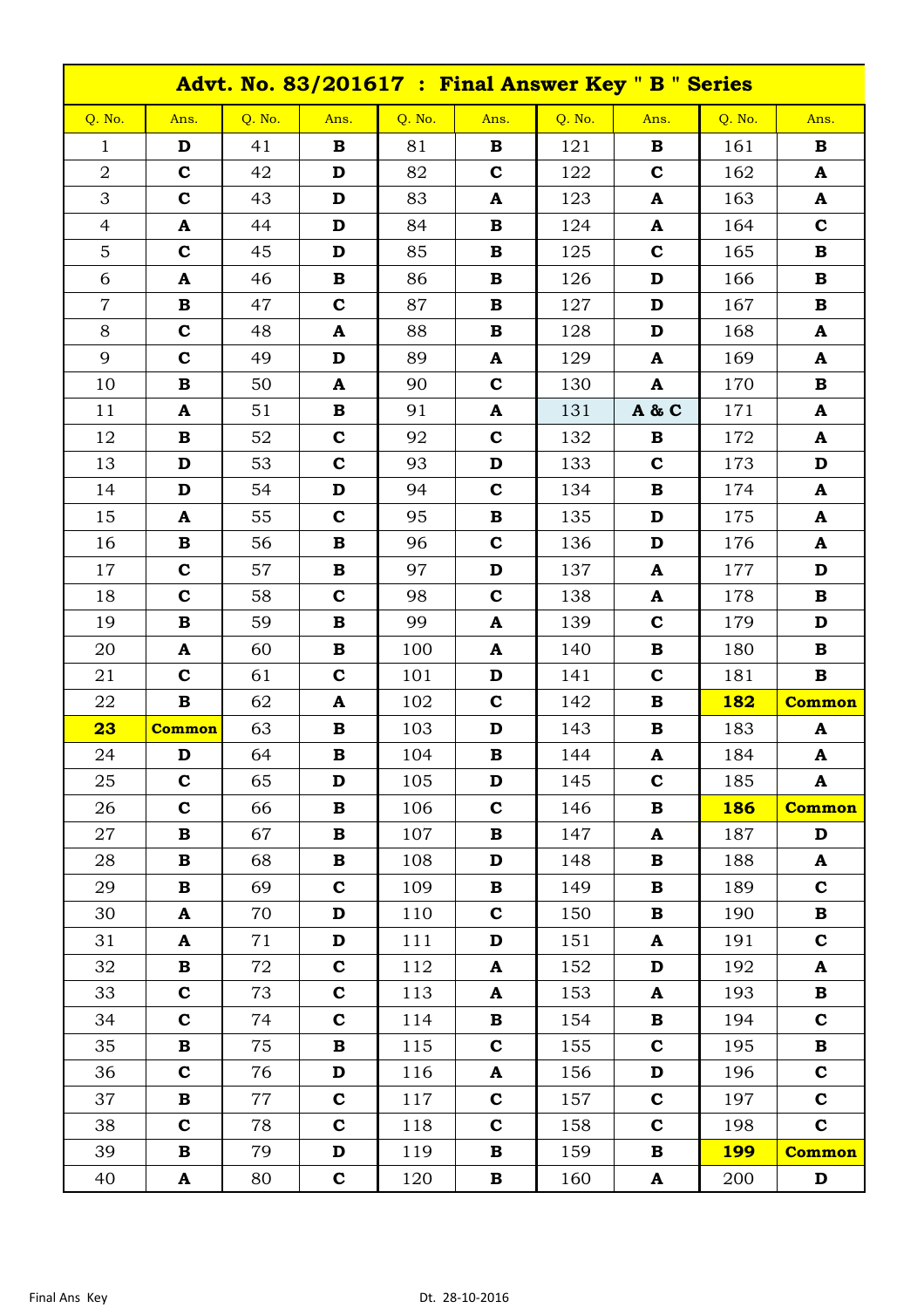# Advt. No. 83/201617 : Final Answer Key " B " Series

| Q. No. | Ans. | Q. No. | Ans. | Q. No. | Ans. | Q. No. | Ans. | Q. No. | Ans. |
|---|---|---|---|---|---|---|---|---|---|
| 1 | **D** | 41 | **B** | 81 | **B** | 121 | **B** | 161 | **B** |
| 2 | **C** | 42 | **D** | 82 | **C** | 122 | **C** | 162 | **A** |
| 3 | **C** | 43 | **D** | 83 | **A** | 123 | **A** | 163 | **A** |
| 4 | **A** | 44 | **D** | 84 | **B** | 124 | **A** | 164 | **C** |
| 5 | **C** | 45 | **D** | 85 | **B** | 125 | **C** | 165 | **B** |
| 6 | **A** | 46 | **B** | 86 | **B** | 126 | **D** | 166 | **B** |
| 7 | **B** | 47 | **C** | 87 | **B** | 127 | **D** | 167 | **B** |
| 8 | **C** | 48 | **A** | 88 | **B** | 128 | **D** | 168 | **A** |
| 9 | **C** | 49 | **D** | 89 | **A** | 129 | **A** | 169 | **A** |
| 10 | **B** | 50 | **A** | 90 | **C** | 130 | **A** | 170 | **B** |
| 11 | **A** | 51 | **B** | 91 | **A** | 131 | **A & C** | 171 | **A** |
| 12 | **B** | 52 | **C** | 92 | **C** | 132 | **B** | 172 | **A** |
| 13 | **D** | 53 | **C** | 93 | **D** | 133 | **C** | 173 | **D** |
| 14 | **D** | 54 | **D** | 94 | **C** | 134 | **B** | 174 | **A** |
| 15 | **A** | 55 | **C** | 95 | **B** | 135 | **D** | 175 | **A** |
| 16 | **B** | 56 | **B** | 96 | **C** | 136 | **D** | 176 | **A** |
| 17 | **C** | 57 | **B** | 97 | **D** | 137 | **A** | 177 | **D** |
| 18 | **C** | 58 | **C** | 98 | **C** | 138 | **A** | 178 | **B** |
| 19 | **B** | 59 | **B** | 99 | **A** | 139 | **C** | 179 | **D** |
| 20 | **A** | 60 | **B** | 100 | **A** | 140 | **B** | 180 | **B** |
| 21 | **C** | 61 | **C** | 101 | **D** | 141 | **C** | 181 | **B** |
| 22 | **B** | 62 | **A** | 102 | **C** | 142 | **B** | **182** | **Common** |
| **23** | **Common** | 63 | **B** | 103 | **D** | 143 | **B** | 183 | **A** |
| 24 | **D** | 64 | **B** | 104 | **B** | 144 | **A** | 184 | **A** |
| 25 | **C** | 65 | **D** | 105 | **D** | 145 | **C** | 185 | **A** |
| 26 | **C** | 66 | **B** | 106 | **C** | 146 | **B** | **186** | **Common** |
| 27 | **B** | 67 | **B** | 107 | **B** | 147 | **A** | 187 | **D** |
| 28 | **B** | 68 | **B** | 108 | **D** | 148 | **B** | 188 | **A** |
| 29 | **B** | 69 | **C** | 109 | **B** | 149 | **B** | 189 | **C** |
| 30 | **A** | 70 | **D** | 110 | **C** | 150 | **B** | 190 | **B** |
| 31 | **A** | 71 | **D** | 111 | **D** | 151 | **A** | 191 | **C** |
| 32 | **B** | 72 | **C** | 112 | **A** | 152 | **D** | 192 | **A** |
| 33 | **C** | 73 | **C** | 113 | **A** | 153 | **A** | 193 | **B** |
| 34 | **C** | 74 | **C** | 114 | **B** | 154 | **B** | 194 | **C** |
| 35 | **B** | 75 | **B** | 115 | **C** | 155 | **C** | 195 | **B** |
| 36 | **C** | 76 | **D** | 116 | **A** | 156 | **D** | 196 | **C** |
| 37 | **B** | 77 | **C** | 117 | **C** | 157 | **C** | 197 | **C** |
| 38 | **C** | 78 | **C** | 118 | **C** | 158 | **C** | 198 | **C** |
| 39 | **B** | 79 | **D** | 119 | **B** | 159 | **B** | **199** | **Common** |
| 40 | **A** | 80 | **C** | 120 | **B** | 160 | **A** | 200 | **D** |

Final Ans Key Dt. 28-10-2016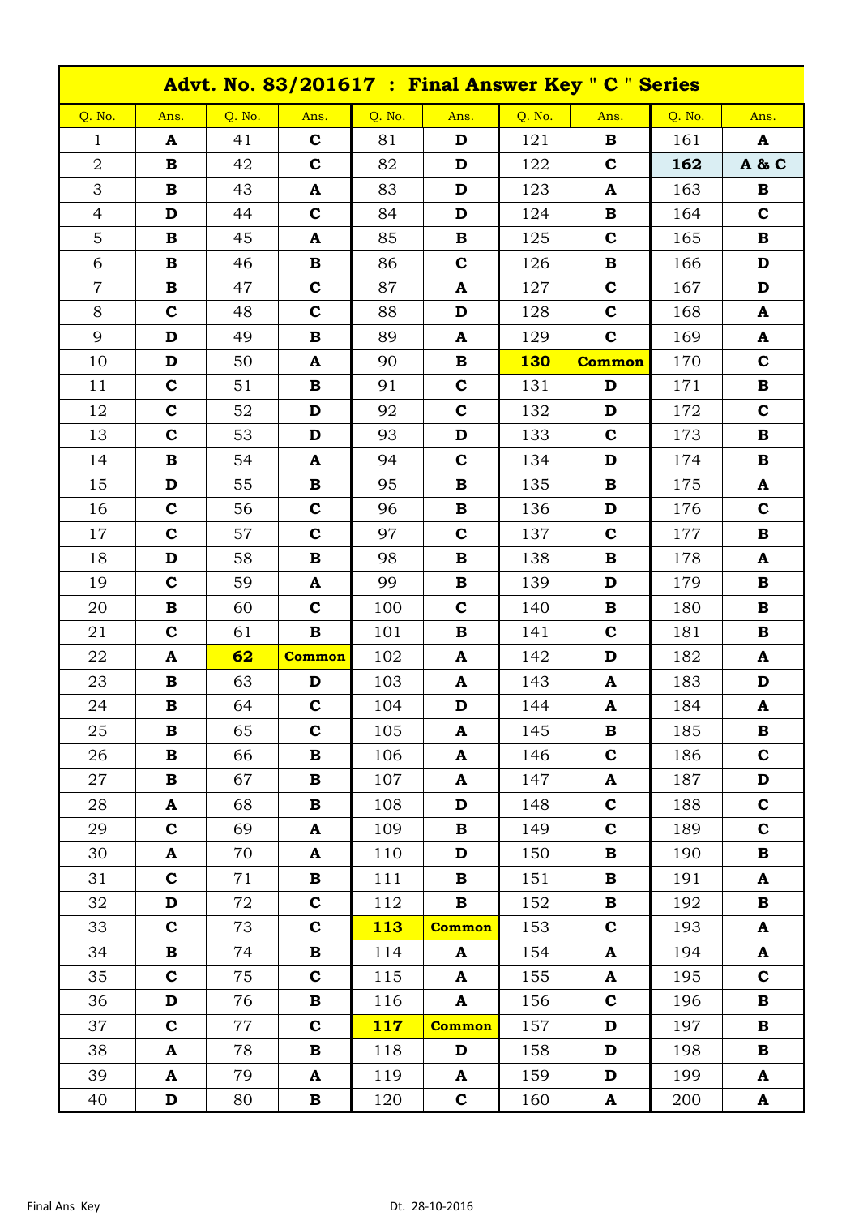## Advt. No. 83/201617 : Final Answer Key " C " Series

| Q. No. | Ans. | Q. No. | Ans. | Q. No. | Ans. | Q. No. | Ans. | Q. No. | Ans. |
|---|---|---|---|---|---|---|---|---|---|
| 1 | **A** | 41 | **C** | 81 | **D** | 121 | **B** | 161 | **A** |
| 2 | **B** | 42 | **C** | 82 | **D** | 122 | **C** | **162** | **A & C** |
| 3 | **B** | 43 | **A** | 83 | **D** | 123 | **A** | 163 | **B** |
| 4 | **D** | 44 | **C** | 84 | **D** | 124 | **B** | 164 | **C** |
| 5 | **B** | 45 | **A** | 85 | **B** | 125 | **C** | 165 | **B** |
| 6 | **B** | 46 | **B** | 86 | **C** | 126 | **B** | 166 | **D** |
| 7 | **B** | 47 | **C** | 87 | **A** | 127 | **C** | 167 | **D** |
| 8 | **C** | 48 | **C** | 88 | **D** | 128 | **C** | 168 | **A** |
| 9 | **D** | 49 | **B** | 89 | **A** | 129 | **C** | 169 | **A** |
| 10 | **D** | 50 | **A** | 90 | **B** | **130** | **Common** | 170 | **C** |
| 11 | **C** | 51 | **B** | 91 | **C** | 131 | **D** | 171 | **B** |
| 12 | **C** | 52 | **D** | 92 | **C** | 132 | **D** | 172 | **C** |
| 13 | **C** | 53 | **D** | 93 | **D** | 133 | **C** | 173 | **B** |
| 14 | **B** | 54 | **A** | 94 | **C** | 134 | **D** | 174 | **B** |
| 15 | **D** | 55 | **B** | 95 | **B** | 135 | **B** | 175 | **A** |
| 16 | **C** | 56 | **C** | 96 | **B** | 136 | **D** | 176 | **C** |
| 17 | **C** | 57 | **C** | 97 | **C** | 137 | **C** | 177 | **B** |
| 18 | **D** | 58 | **B** | 98 | **B** | 138 | **B** | 178 | **A** |
| 19 | **C** | 59 | **A** | 99 | **B** | 139 | **D** | 179 | **B** |
| 20 | **B** | 60 | **C** | 100 | **C** | 140 | **B** | 180 | **B** |
| 21 | **C** | 61 | **B** | 101 | **B** | 141 | **C** | 181 | **B** |
| 22 | **A** | **62** | **Common** | 102 | **A** | 142 | **D** | 182 | **A** |
| 23 | **B** | 63 | **D** | 103 | **A** | 143 | **A** | 183 | **D** |
| 24 | **B** | 64 | **C** | 104 | **D** | 144 | **A** | 184 | **A** |
| 25 | **B** | 65 | **C** | 105 | **A** | 145 | **B** | 185 | **B** |
| 26 | **B** | 66 | **B** | 106 | **A** | 146 | **C** | 186 | **C** |
| 27 | **B** | 67 | **B** | 107 | **A** | 147 | **A** | 187 | **D** |
| 28 | **A** | 68 | **B** | 108 | **D** | 148 | **C** | 188 | **C** |
| 29 | **C** | 69 | **A** | 109 | **B** | 149 | **C** | 189 | **C** |
| 30 | **A** | 70 | **A** | 110 | **D** | 150 | **B** | 190 | **B** |
| 31 | **C** | 71 | **B** | 111 | **B** | 151 | **B** | 191 | **A** |
| 32 | **D** | 72 | **C** | 112 | **B** | 152 | **B** | 192 | **B** |
| 33 | **C** | 73 | **C** | **113** | **Common** | 153 | **C** | 193 | **A** |
| 34 | **B** | 74 | **B** | 114 | **A** | 154 | **A** | 194 | **A** |
| 35 | **C** | 75 | **C** | 115 | **A** | 155 | **A** | 195 | **C** |
| 36 | **D** | 76 | **B** | 116 | **A** | 156 | **C** | 196 | **B** |
| 37 | **C** | 77 | **C** | **117** | **Common** | 157 | **D** | 197 | **B** |
| 38 | **A** | 78 | **B** | 118 | **D** | 158 | **D** | 198 | **B** |
| 39 | **A** | 79 | **A** | 119 | **A** | 159 | **D** | 199 | **A** |
| 40 | **D** | 80 | **B** | 120 | **C** | 160 | **A** | 200 | **A** |

Final Ans Key Dt. 28-10-2016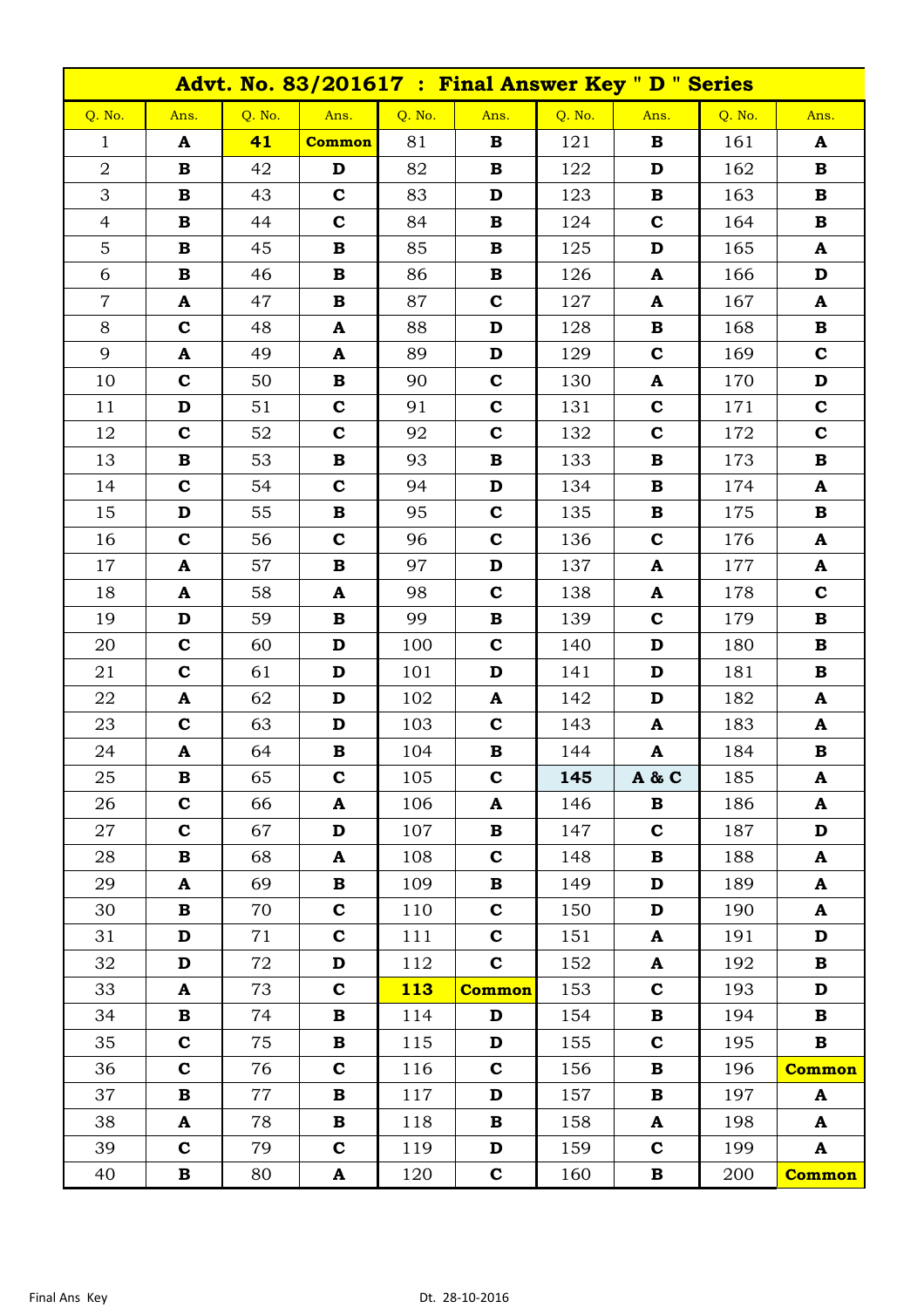# Advt. No. 83/201617 : Final Answer Key " D " Series

| Q. No. | Ans. | Q. No. | Ans. | Q. No. | Ans. | Q. No. | Ans. | Q. No. | Ans. |
|---|---|---|---|---|---|---|---|---|---|
| 1 | **A** | **41** | **Common** | 81 | **B** | 121 | **B** | 161 | **A** |
| 2 | **B** | 42 | **D** | 82 | **B** | 122 | **D** | 162 | **B** |
| 3 | **B** | 43 | **C** | 83 | **D** | 123 | **B** | 163 | **B** |
| 4 | **B** | 44 | **C** | 84 | **B** | 124 | **C** | 164 | **B** |
| 5 | **B** | 45 | **B** | 85 | **B** | 125 | **D** | 165 | **A** |
| 6 | **B** | 46 | **B** | 86 | **B** | 126 | **A** | 166 | **D** |
| 7 | **A** | 47 | **B** | 87 | **C** | 127 | **A** | 167 | **A** |
| 8 | **C** | 48 | **A** | 88 | **D** | 128 | **B** | 168 | **B** |
| 9 | **A** | 49 | **A** | 89 | **D** | 129 | **C** | 169 | **C** |
| 10 | **C** | 50 | **B** | 90 | **C** | 130 | **A** | 170 | **D** |
| 11 | **D** | 51 | **C** | 91 | **C** | 131 | **C** | 171 | **C** |
| 12 | **C** | 52 | **C** | 92 | **C** | 132 | **C** | 172 | **C** |
| 13 | **B** | 53 | **B** | 93 | **B** | 133 | **B** | 173 | **B** |
| 14 | **C** | 54 | **C** | 94 | **D** | 134 | **B** | 174 | **A** |
| 15 | **D** | 55 | **B** | 95 | **C** | 135 | **B** | 175 | **B** |
| 16 | **C** | 56 | **C** | 96 | **C** | 136 | **C** | 176 | **A** |
| 17 | **A** | 57 | **B** | 97 | **D** | 137 | **A** | 177 | **A** |
| 18 | **A** | 58 | **A** | 98 | **C** | 138 | **A** | 178 | **C** |
| 19 | **D** | 59 | **B** | 99 | **B** | 139 | **C** | 179 | **B** |
| 20 | **C** | 60 | **D** | 100 | **C** | 140 | **D** | 180 | **B** |
| 21 | **C** | 61 | **D** | 101 | **D** | 141 | **D** | 181 | **B** |
| 22 | **A** | 62 | **D** | 102 | **A** | 142 | **D** | 182 | **A** |
| 23 | **C** | 63 | **D** | 103 | **C** | 143 | **A** | 183 | **A** |
| 24 | **A** | 64 | **B** | 104 | **B** | 144 | **A** | 184 | **B** |
| 25 | **B** | 65 | **C** | 105 | **C** | **145** | **A & C** | 185 | **A** |
| 26 | **C** | 66 | **A** | 106 | **A** | 146 | **B** | 186 | **A** |
| 27 | **C** | 67 | **D** | 107 | **B** | 147 | **C** | 187 | **D** |
| 28 | **B** | 68 | **A** | 108 | **C** | 148 | **B** | 188 | **A** |
| 29 | **A** | 69 | **B** | 109 | **B** | 149 | **D** | 189 | **A** |
| 30 | **B** | 70 | **C** | 110 | **C** | 150 | **D** | 190 | **A** |
| 31 | **D** | 71 | **C** | 111 | **C** | 151 | **A** | 191 | **D** |
| 32 | **D** | 72 | **D** | 112 | **C** | 152 | **A** | 192 | **B** |
| 33 | **A** | 73 | **C** | **113** | **Common** | 153 | **C** | 193 | **D** |
| 34 | **B** | 74 | **B** | 114 | **D** | 154 | **B** | 194 | **B** |
| 35 | **C** | 75 | **B** | 115 | **D** | 155 | **C** | 195 | **B** |
| 36 | **C** | 76 | **C** | 116 | **C** | 156 | **B** | 196 | **Common** |
| 37 | **B** | 77 | **B** | 117 | **D** | 157 | **B** | 197 | **A** |
| 38 | **A** | 78 | **B** | 118 | **B** | 158 | **A** | 198 | **A** |
| 39 | **C** | 79 | **C** | 119 | **D** | 159 | **C** | 199 | **A** |
| 40 | **B** | 80 | **A** | 120 | **C** | 160 | **B** | 200 | **Common** |

Final Ans Key Dt. 28-10-2016